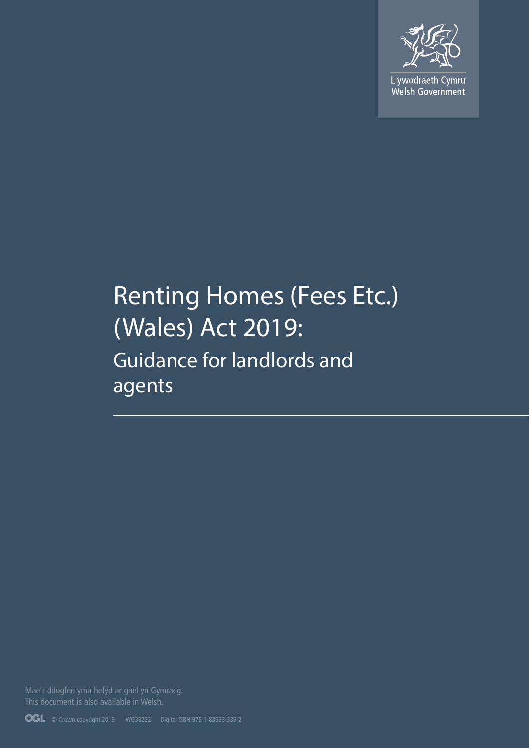Llywodraeth Cymru
Welsh Government

# Renting Homes (Fees Etc.) (Wales) Act 2019:

## Guidance for landlords and agents

Mae'r ddogfen yma hefyd ar gael yn Gymraeg.
This document is also available in Welsh.

© Crown copyright 2019 WG39222 Digital ISBN 978-1-83933-339-2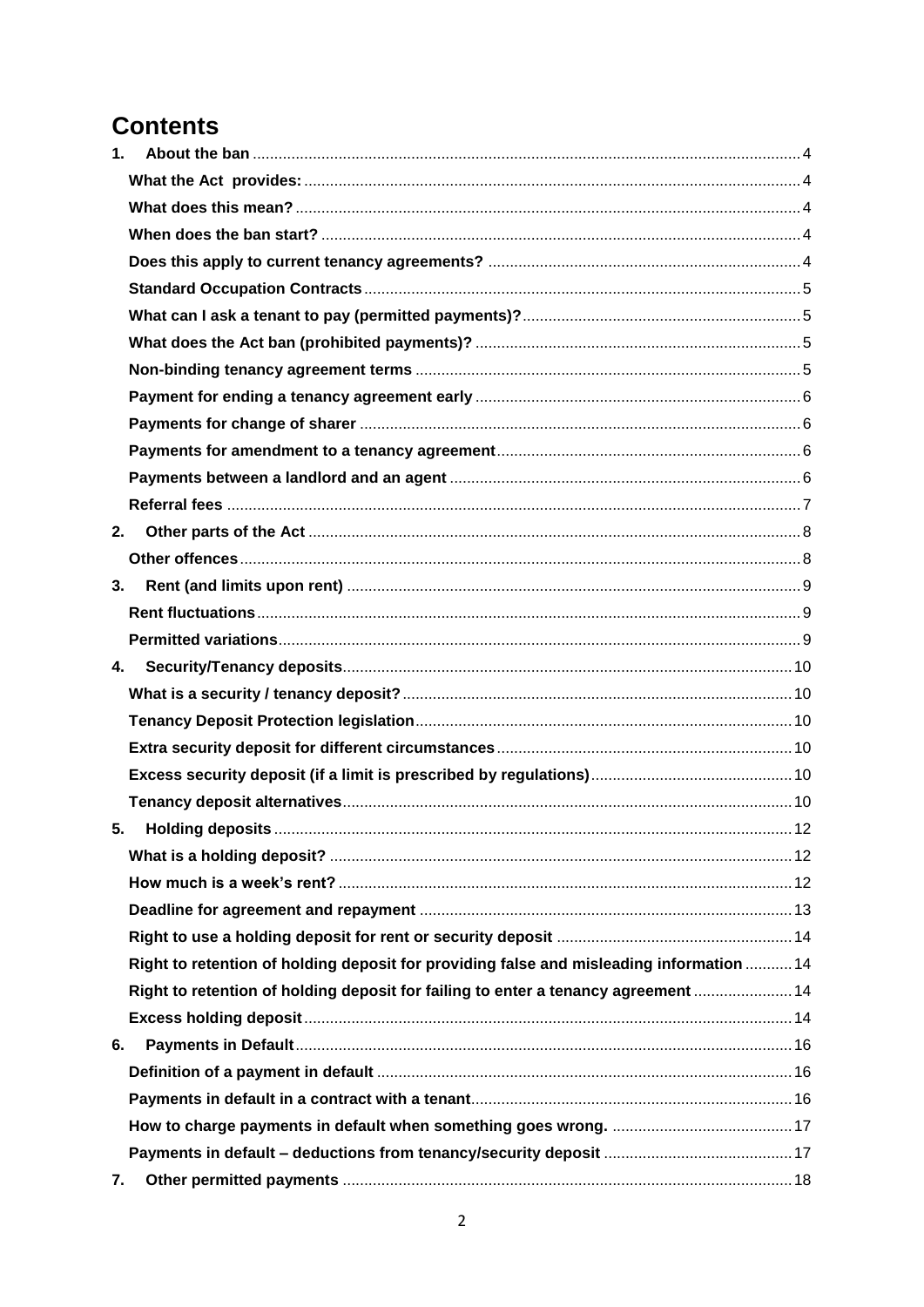# Contents

1. **About the ban** ........ 4
   - **What the Act provides:** ........ 4
   - **What does this mean?** ........ 4
   - **When does the ban start?** ........ 4
   - **Does this apply to current tenancy agreements?** ........ 4
   - **Standard Occupation Contracts** ........ 5
   - **What can I ask a tenant to pay (permitted payments)?** ........ 5
   - **What does the Act ban (prohibited payments)?** ........ 5
   - **Non-binding tenancy agreement terms** ........ 5
   - **Payment for ending a tenancy agreement early** ........ 6
   - **Payments for change of sharer** ........ 6
   - **Payments for amendment to a tenancy agreement** ........ 6
   - **Payments between a landlord and an agent** ........ 6
   - **Referral fees** ........ 7
2. **Other parts of the Act** ........ 8
   - **Other offences** ........ 8
3. **Rent (and limits upon rent)** ........ 9
   - **Rent fluctuations** ........ 9
   - **Permitted variations** ........ 9
4. **Security/Tenancy deposits** ........ 10
   - **What is a security / tenancy deposit?** ........ 10
   - **Tenancy Deposit Protection legislation** ........ 10
   - **Extra security deposit for different circumstances** ........ 10
   - **Excess security deposit (if a limit is prescribed by regulations)** ........ 10
   - **Tenancy deposit alternatives** ........ 10
5. **Holding deposits** ........ 12
   - **What is a holding deposit?** ........ 12
   - **How much is a week's rent?** ........ 12
   - **Deadline for agreement and repayment** ........ 13
   - **Right to use a holding deposit for rent or security deposit** ........ 14
   - **Right to retention of holding deposit for providing false and misleading information** ........ 14
   - **Right to retention of holding deposit for failing to enter a tenancy agreement** ........ 14
   - **Excess holding deposit** ........ 14
6. **Payments in Default** ........ 16
   - **Definition of a payment in default** ........ 16
   - **Payments in default in a contract with a tenant** ........ 16
   - **How to charge payments in default when something goes wrong.** ........ 17
   - **Payments in default – deductions from tenancy/security deposit** ........ 17
7. **Other permitted payments** ........ 18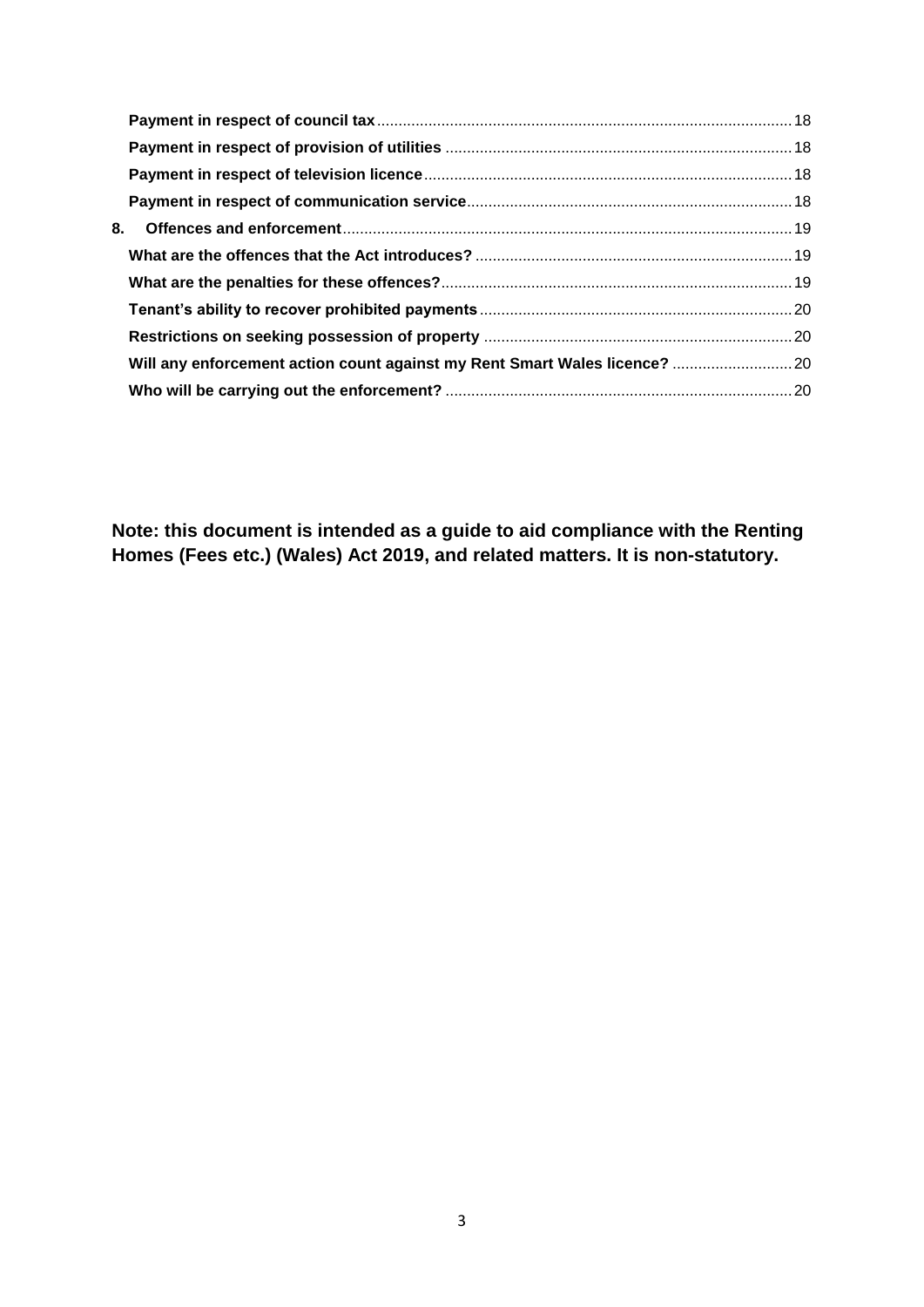**Payment in respect of council tax** ................................................................................................ 18

**Payment in respect of provision of utilities** ................................................................................ 18

**Payment in respect of television licence** ..................................................................................... 18

**Payment in respect of communication service** ........................................................................... 18

**8. Offences and enforcement** ........................................................................................................ 19

**What are the offences that the Act introduces?** ......................................................................... 19

**What are the penalties for these offences?** ................................................................................. 19

**Tenant's ability to recover prohibited payments** ........................................................................ 20

**Restrictions on seeking possession of property** ........................................................................ 20

**Will any enforcement action count against my Rent Smart Wales licence?** ............................ 20

**Who will be carrying out the enforcement?** ................................................................................ 20

**Note: this document is intended as a guide to aid compliance with the Renting Homes (Fees etc.) (Wales) Act 2019, and related matters. It is non-statutory.**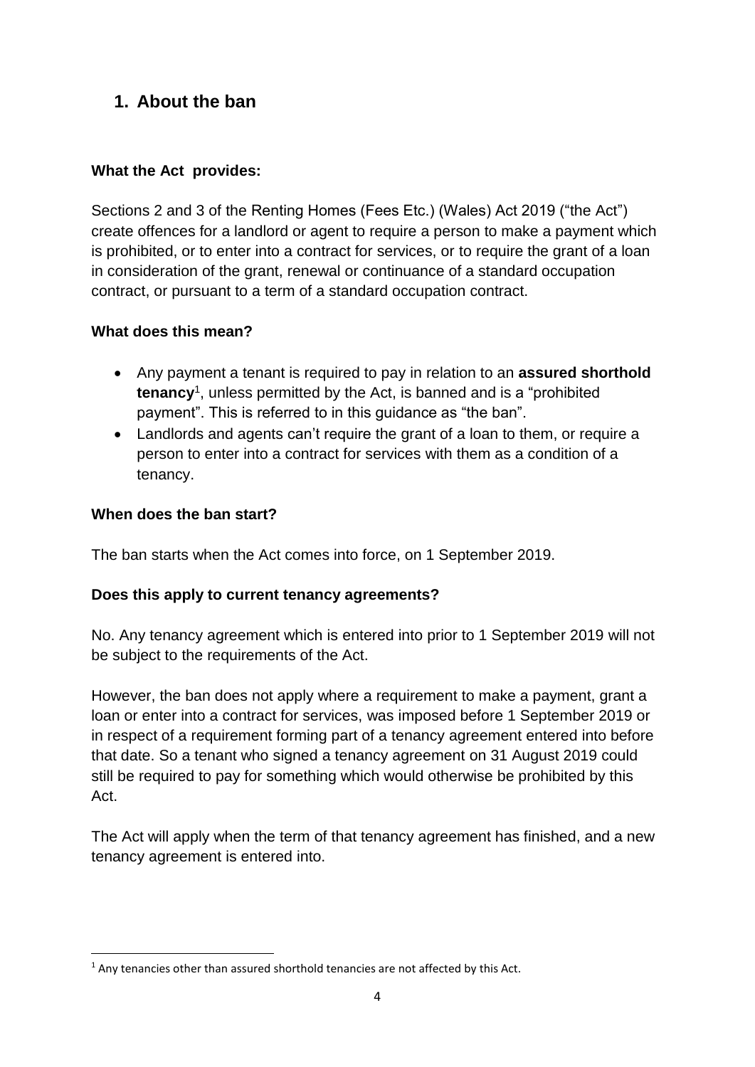## 1. About the ban

**What the Act provides:**

Sections 2 and 3 of the Renting Homes (Fees Etc.) (Wales) Act 2019 ("the Act") create offences for a landlord or agent to require a person to make a payment which is prohibited, or to enter into a contract for services, or to require the grant of a loan in consideration of the grant, renewal or continuance of a standard occupation contract, or pursuant to a term of a standard occupation contract.

**What does this mean?**

- Any payment a tenant is required to pay in relation to an **assured shorthold tenancy**[1], unless permitted by the Act, is banned and is a "prohibited payment". This is referred to in this guidance as "the ban".
- Landlords and agents can't require the grant of a loan to them, or require a person to enter into a contract for services with them as a condition of a tenancy.

**When does the ban start?**

The ban starts when the Act comes into force, on 1 September 2019.

**Does this apply to current tenancy agreements?**

No. Any tenancy agreement which is entered into prior to 1 September 2019 will not be subject to the requirements of the Act.

However, the ban does not apply where a requirement to make a payment, grant a loan or enter into a contract for services, was imposed before 1 September 2019 or in respect of a requirement forming part of a tenancy agreement entered into before that date. So a tenant who signed a tenancy agreement on 31 August 2019 could still be required to pay for something which would otherwise be prohibited by this Act.

The Act will apply when the term of that tenancy agreement has finished, and a new tenancy agreement is entered into.

[1] Any tenancies other than assured shorthold tenancies are not affected by this Act.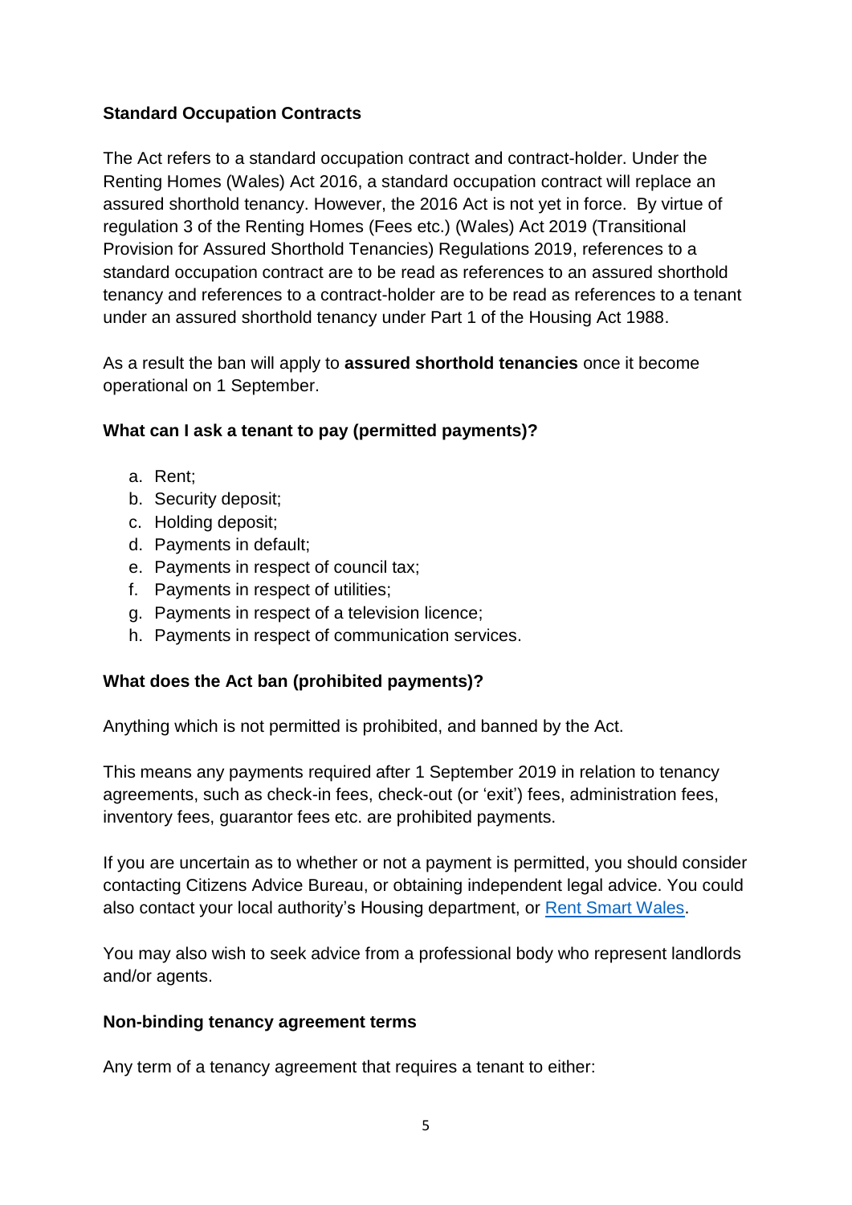**Standard Occupation Contracts**

The Act refers to a standard occupation contract and contract-holder. Under the Renting Homes (Wales) Act 2016, a standard occupation contract will replace an assured shorthold tenancy. However, the 2016 Act is not yet in force. By virtue of regulation 3 of the Renting Homes (Fees etc.) (Wales) Act 2019 (Transitional Provision for Assured Shorthold Tenancies) Regulations 2019, references to a standard occupation contract are to be read as references to an assured shorthold tenancy and references to a contract-holder are to be read as references to a tenant under an assured shorthold tenancy under Part 1 of the Housing Act 1988.

As a result the ban will apply to **assured shorthold tenancies** once it become operational on 1 September.

**What can I ask a tenant to pay (permitted payments)?**

a. Rent;
b. Security deposit;
c. Holding deposit;
d. Payments in default;
e. Payments in respect of council tax;
f. Payments in respect of utilities;
g. Payments in respect of a television licence;
h. Payments in respect of communication services.

**What does the Act ban (prohibited payments)?**

Anything which is not permitted is prohibited, and banned by the Act.

This means any payments required after 1 September 2019 in relation to tenancy agreements, such as check-in fees, check-out (or 'exit') fees, administration fees, inventory fees, guarantor fees etc. are prohibited payments.

If you are uncertain as to whether or not a payment is permitted, you should consider contacting Citizens Advice Bureau, or obtaining independent legal advice. You could also contact your local authority's Housing department, or Rent Smart Wales.

You may also wish to seek advice from a professional body who represent landlords and/or agents.

**Non-binding tenancy agreement terms**

Any term of a tenancy agreement that requires a tenant to either: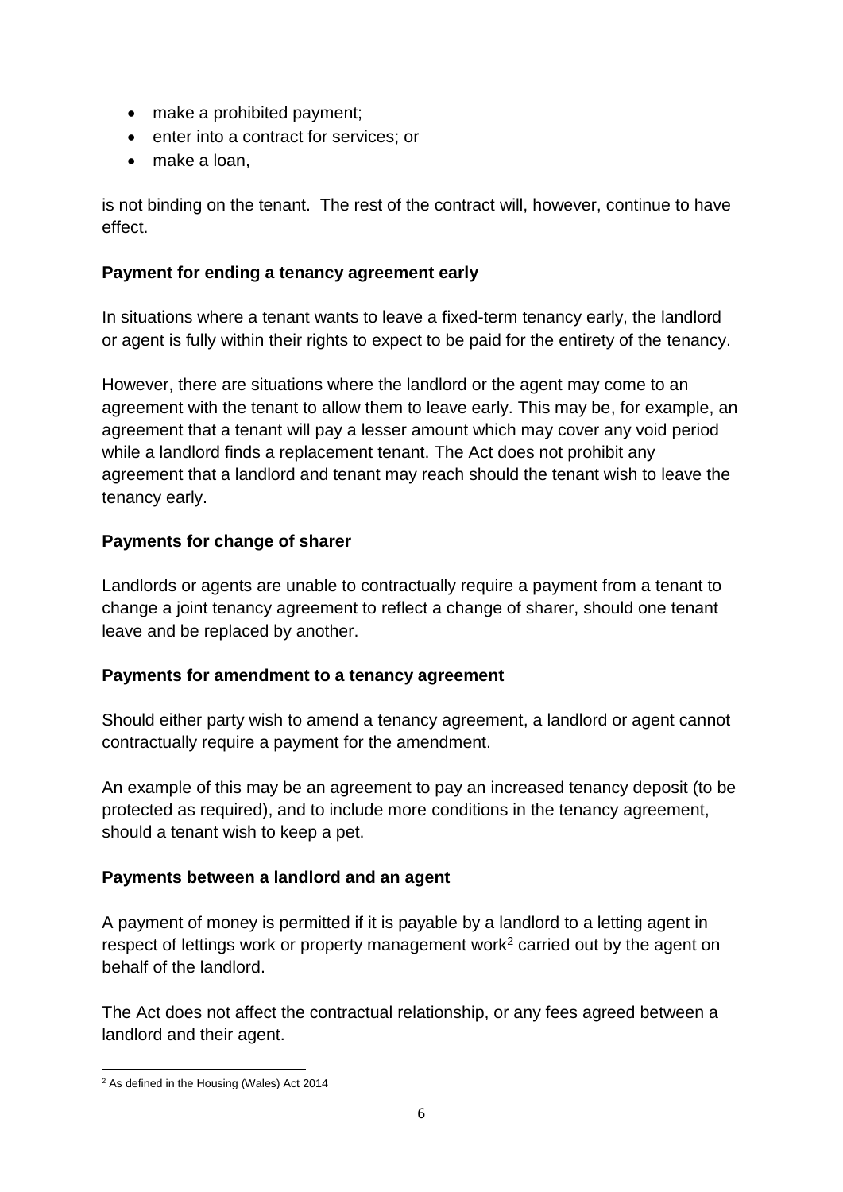- make a prohibited payment;
- enter into a contract for services; or
- make a loan,

is not binding on the tenant. The rest of the contract will, however, continue to have effect.

**Payment for ending a tenancy agreement early**

In situations where a tenant wants to leave a fixed-term tenancy early, the landlord or agent is fully within their rights to expect to be paid for the entirety of the tenancy.

However, there are situations where the landlord or the agent may come to an agreement with the tenant to allow them to leave early. This may be, for example, an agreement that a tenant will pay a lesser amount which may cover any void period while a landlord finds a replacement tenant. The Act does not prohibit any agreement that a landlord and tenant may reach should the tenant wish to leave the tenancy early.

**Payments for change of sharer**

Landlords or agents are unable to contractually require a payment from a tenant to change a joint tenancy agreement to reflect a change of sharer, should one tenant leave and be replaced by another.

**Payments for amendment to a tenancy agreement**

Should either party wish to amend a tenancy agreement, a landlord or agent cannot contractually require a payment for the amendment.

An example of this may be an agreement to pay an increased tenancy deposit (to be protected as required), and to include more conditions in the tenancy agreement, should a tenant wish to keep a pet.

**Payments between a landlord and an agent**

A payment of money is permitted if it is payable by a landlord to a letting agent in respect of lettings work or property management work[2] carried out by the agent on behalf of the landlord.

The Act does not affect the contractual relationship, or any fees agreed between a landlord and their agent.

[2] As defined in the Housing (Wales) Act 2014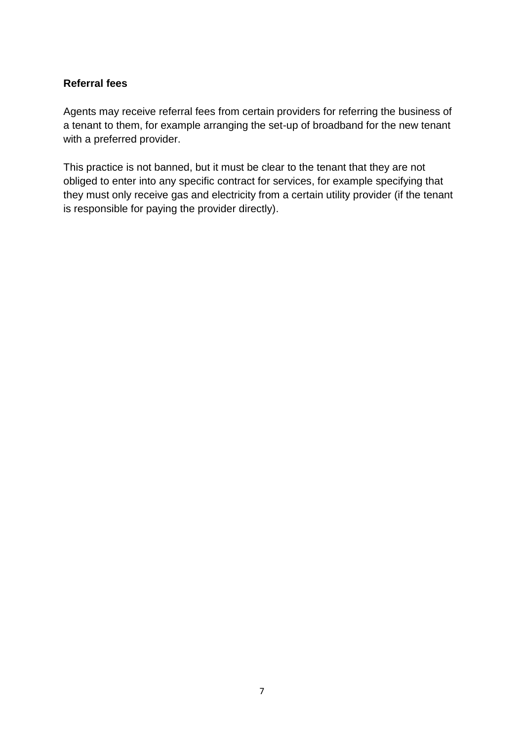**Referral fees**

Agents may receive referral fees from certain providers for referring the business of a tenant to them, for example arranging the set-up of broadband for the new tenant with a preferred provider.

This practice is not banned, but it must be clear to the tenant that they are not obliged to enter into any specific contract for services, for example specifying that they must only receive gas and electricity from a certain utility provider (if the tenant is responsible for paying the provider directly).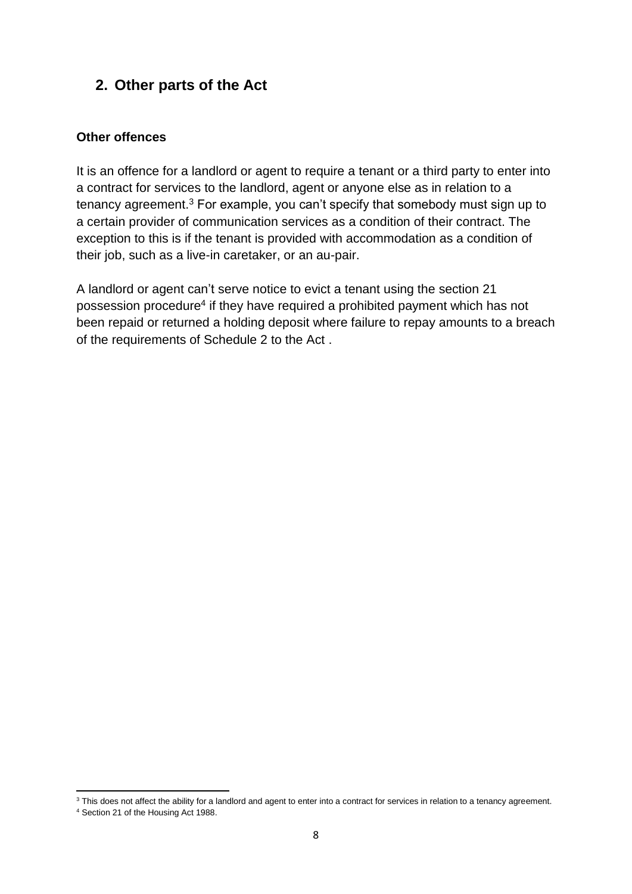## 2. Other parts of the Act

### Other offences

It is an offence for a landlord or agent to require a tenant or a third party to enter into a contract for services to the landlord, agent or anyone else as in relation to a tenancy agreement.[3] For example, you can't specify that somebody must sign up to a certain provider of communication services as a condition of their contract. The exception to this is if the tenant is provided with accommodation as a condition of their job, such as a live-in caretaker, or an au-pair.

A landlord or agent can't serve notice to evict a tenant using the section 21 possession procedure[4] if they have required a prohibited payment which has not been repaid or returned a holding deposit where failure to repay amounts to a breach of the requirements of Schedule 2 to the Act .

---

[3] This does not affect the ability for a landlord and agent to enter into a contract for services in relation to a tenancy agreement.

[4] Section 21 of the Housing Act 1988.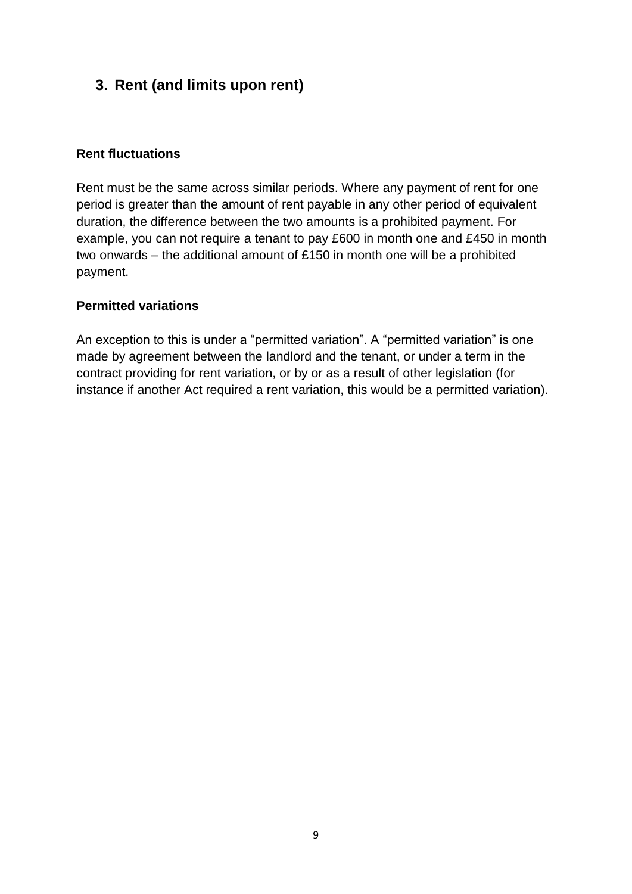## 3. Rent (and limits upon rent)

### Rent fluctuations

Rent must be the same across similar periods. Where any payment of rent for one period is greater than the amount of rent payable in any other period of equivalent duration, the difference between the two amounts is a prohibited payment. For example, you can not require a tenant to pay £600 in month one and £450 in month two onwards – the additional amount of £150 in month one will be a prohibited payment.

### Permitted variations

An exception to this is under a "permitted variation". A "permitted variation" is one made by agreement between the landlord and the tenant, or under a term in the contract providing for rent variation, or by or as a result of other legislation (for instance if another Act required a rent variation, this would be a permitted variation).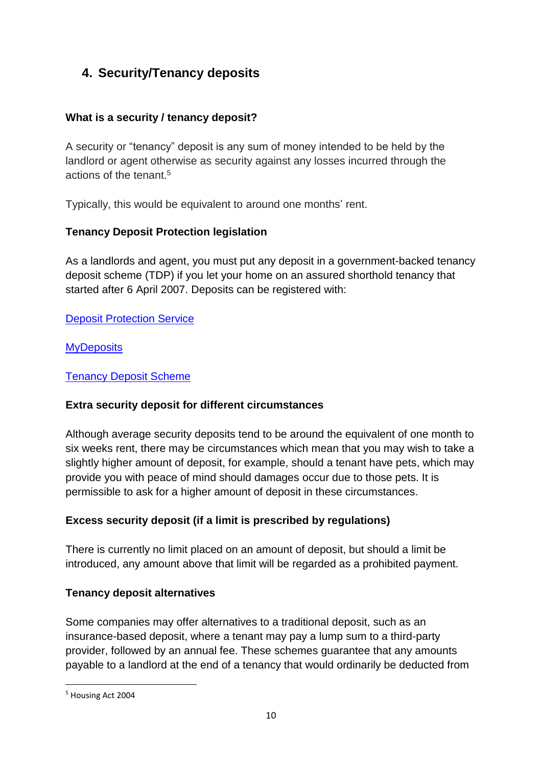## 4. Security/Tenancy deposits

### What is a security / tenancy deposit?

A security or "tenancy" deposit is any sum of money intended to be held by the landlord or agent otherwise as security against any losses incurred through the actions of the tenant.[5]

Typically, this would be equivalent to around one months' rent.

### Tenancy Deposit Protection legislation

As a landlords and agent, you must put any deposit in a government-backed tenancy deposit scheme (TDP) if you let your home on an assured shorthold tenancy that started after 6 April 2007. Deposits can be registered with:

Deposit Protection Service

MyDeposits

Tenancy Deposit Scheme

### Extra security deposit for different circumstances

Although average security deposits tend to be around the equivalent of one month to six weeks rent, there may be circumstances which mean that you may wish to take a slightly higher amount of deposit, for example, should a tenant have pets, which may provide you with peace of mind should damages occur due to those pets. It is permissible to ask for a higher amount of deposit in these circumstances.

### Excess security deposit (if a limit is prescribed by regulations)

There is currently no limit placed on an amount of deposit, but should a limit be introduced, any amount above that limit will be regarded as a prohibited payment.

### Tenancy deposit alternatives

Some companies may offer alternatives to a traditional deposit, such as an insurance-based deposit, where a tenant may pay a lump sum to a third-party provider, followed by an annual fee. These schemes guarantee that any amounts payable to a landlord at the end of a tenancy that would ordinarily be deducted from

---

[5] Housing Act 2004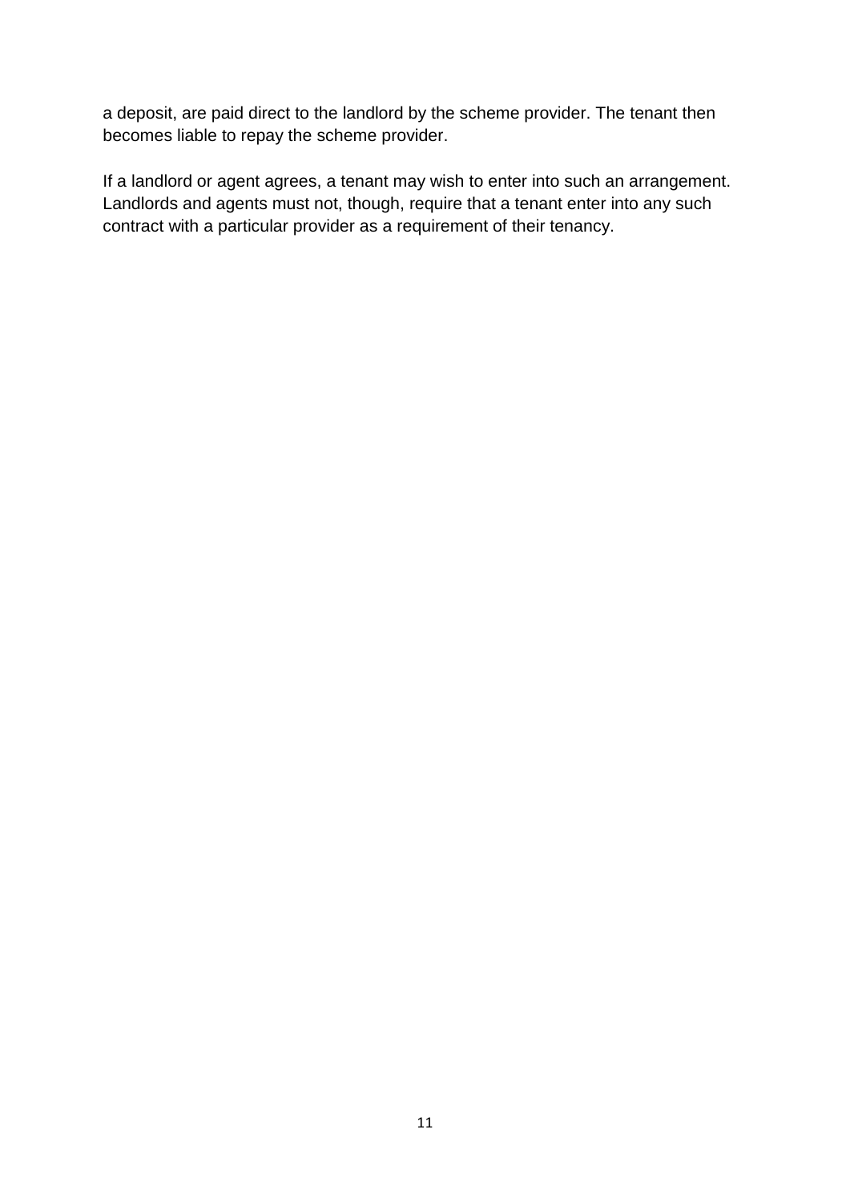a deposit, are paid direct to the landlord by the scheme provider. The tenant then becomes liable to repay the scheme provider.

If a landlord or agent agrees, a tenant may wish to enter into such an arrangement. Landlords and agents must not, though, require that a tenant enter into any such contract with a particular provider as a requirement of their tenancy.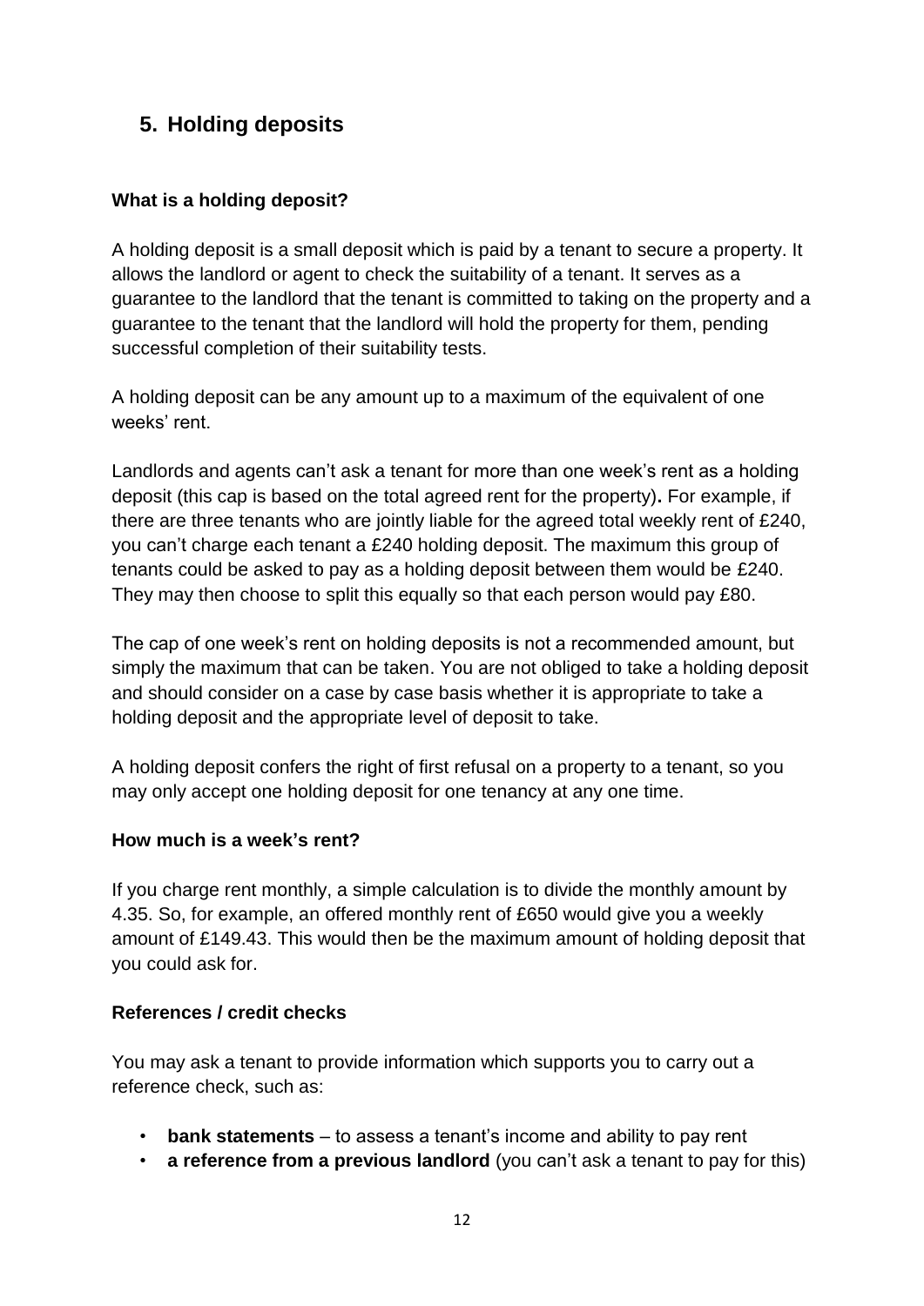## 5. Holding deposits

### What is a holding deposit?

A holding deposit is a small deposit which is paid by a tenant to secure a property. It allows the landlord or agent to check the suitability of a tenant. It serves as a guarantee to the landlord that the tenant is committed to taking on the property and a guarantee to the tenant that the landlord will hold the property for them, pending successful completion of their suitability tests.

A holding deposit can be any amount up to a maximum of the equivalent of one weeks' rent.

Landlords and agents can't ask a tenant for more than one week's rent as a holding deposit (this cap is based on the total agreed rent for the property)**.** For example, if there are three tenants who are jointly liable for the agreed total weekly rent of £240, you can't charge each tenant a £240 holding deposit. The maximum this group of tenants could be asked to pay as a holding deposit between them would be £240. They may then choose to split this equally so that each person would pay £80.

The cap of one week's rent on holding deposits is not a recommended amount, but simply the maximum that can be taken. You are not obliged to take a holding deposit and should consider on a case by case basis whether it is appropriate to take a holding deposit and the appropriate level of deposit to take.

A holding deposit confers the right of first refusal on a property to a tenant, so you may only accept one holding deposit for one tenancy at any one time.

### How much is a week's rent?

If you charge rent monthly, a simple calculation is to divide the monthly amount by 4.35. So, for example, an offered monthly rent of £650 would give you a weekly amount of £149.43. This would then be the maximum amount of holding deposit that you could ask for.

### References / credit checks

You may ask a tenant to provide information which supports you to carry out a reference check, such as:

- **bank statements** – to assess a tenant's income and ability to pay rent
- **a reference from a previous landlord** (you can't ask a tenant to pay for this)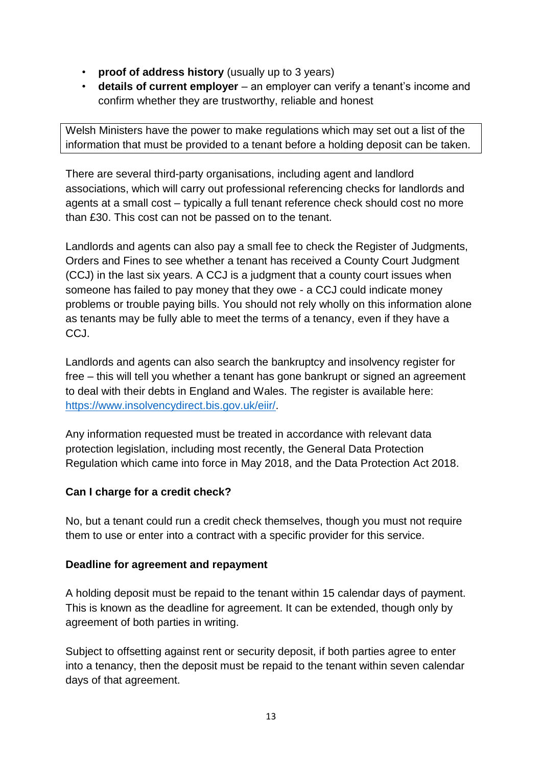- **proof of address history** (usually up to 3 years)
- **details of current employer** – an employer can verify a tenant's income and confirm whether they are trustworthy, reliable and honest

> Welsh Ministers have the power to make regulations which may set out a list of the information that must be provided to a tenant before a holding deposit can be taken.

There are several third-party organisations, including agent and landlord associations, which will carry out professional referencing checks for landlords and agents at a small cost – typically a full tenant reference check should cost no more than £30. This cost can not be passed on to the tenant.

Landlords and agents can also pay a small fee to check the Register of Judgments, Orders and Fines to see whether a tenant has received a County Court Judgment (CCJ) in the last six years. A CCJ is a judgment that a county court issues when someone has failed to pay money that they owe - a CCJ could indicate money problems or trouble paying bills. You should not rely wholly on this information alone as tenants may be fully able to meet the terms of a tenancy, even if they have a CCJ.

Landlords and agents can also search the bankruptcy and insolvency register for free – this will tell you whether a tenant has gone bankrupt or signed an agreement to deal with their debts in England and Wales. The register is available here: [https://www.insolvencydirect.bis.gov.uk/eiir/](https://www.insolvencydirect.bis.gov.uk/eiir/).

Any information requested must be treated in accordance with relevant data protection legislation, including most recently, the General Data Protection Regulation which came into force in May 2018, and the Data Protection Act 2018.

**Can I charge for a credit check?**

No, but a tenant could run a credit check themselves, though you must not require them to use or enter into a contract with a specific provider for this service.

**Deadline for agreement and repayment**

A holding deposit must be repaid to the tenant within 15 calendar days of payment. This is known as the deadline for agreement. It can be extended, though only by agreement of both parties in writing.

Subject to offsetting against rent or security deposit, if both parties agree to enter into a tenancy, then the deposit must be repaid to the tenant within seven calendar days of that agreement.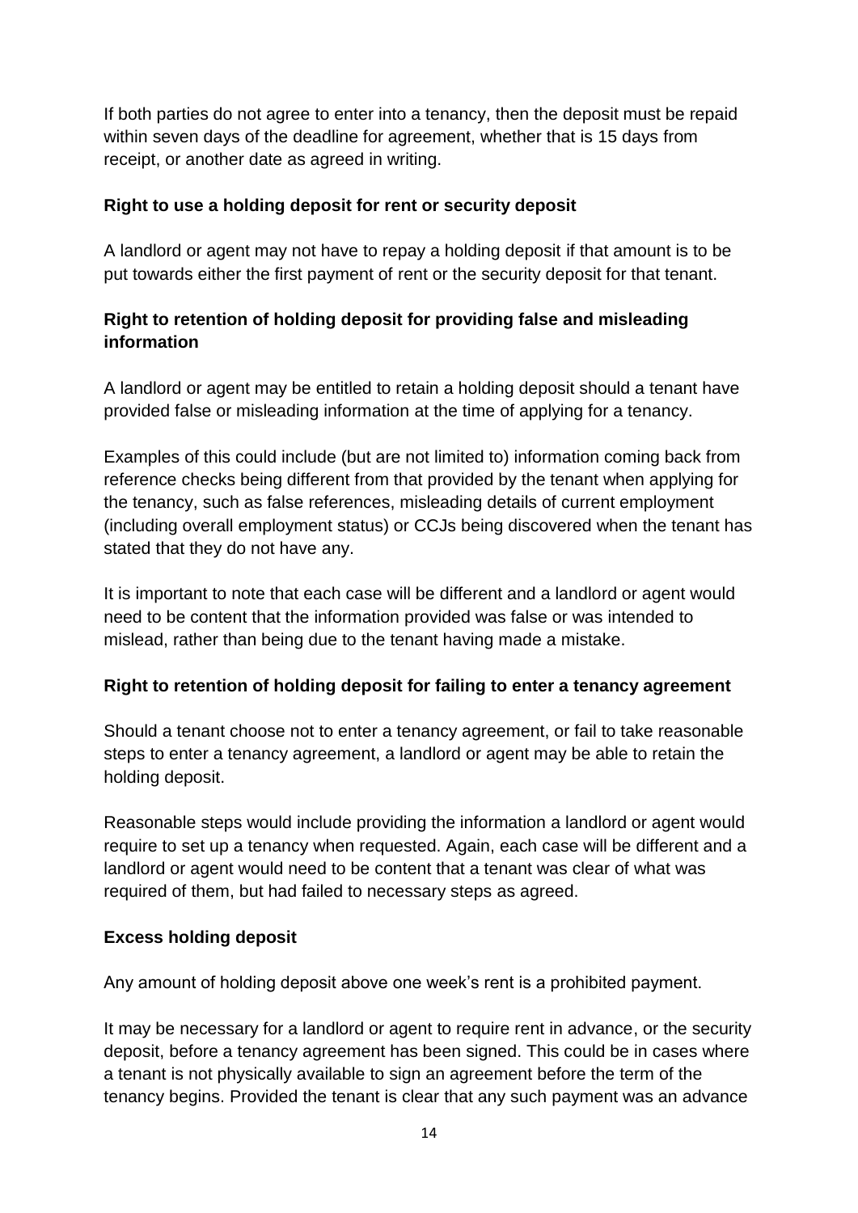If both parties do not agree to enter into a tenancy, then the deposit must be repaid within seven days of the deadline for agreement, whether that is 15 days from receipt, or another date as agreed in writing.

**Right to use a holding deposit for rent or security deposit**

A landlord or agent may not have to repay a holding deposit if that amount is to be put towards either the first payment of rent or the security deposit for that tenant.

**Right to retention of holding deposit for providing false and misleading information**

A landlord or agent may be entitled to retain a holding deposit should a tenant have provided false or misleading information at the time of applying for a tenancy.

Examples of this could include (but are not limited to) information coming back from reference checks being different from that provided by the tenant when applying for the tenancy, such as false references, misleading details of current employment (including overall employment status) or CCJs being discovered when the tenant has stated that they do not have any.

It is important to note that each case will be different and a landlord or agent would need to be content that the information provided was false or was intended to mislead, rather than being due to the tenant having made a mistake.

**Right to retention of holding deposit for failing to enter a tenancy agreement**

Should a tenant choose not to enter a tenancy agreement, or fail to take reasonable steps to enter a tenancy agreement, a landlord or agent may be able to retain the holding deposit.

Reasonable steps would include providing the information a landlord or agent would require to set up a tenancy when requested. Again, each case will be different and a landlord or agent would need to be content that a tenant was clear of what was required of them, but had failed to necessary steps as agreed.

**Excess holding deposit**

Any amount of holding deposit above one week's rent is a prohibited payment.

It may be necessary for a landlord or agent to require rent in advance, or the security deposit, before a tenancy agreement has been signed. This could be in cases where a tenant is not physically available to sign an agreement before the term of the tenancy begins. Provided the tenant is clear that any such payment was an advance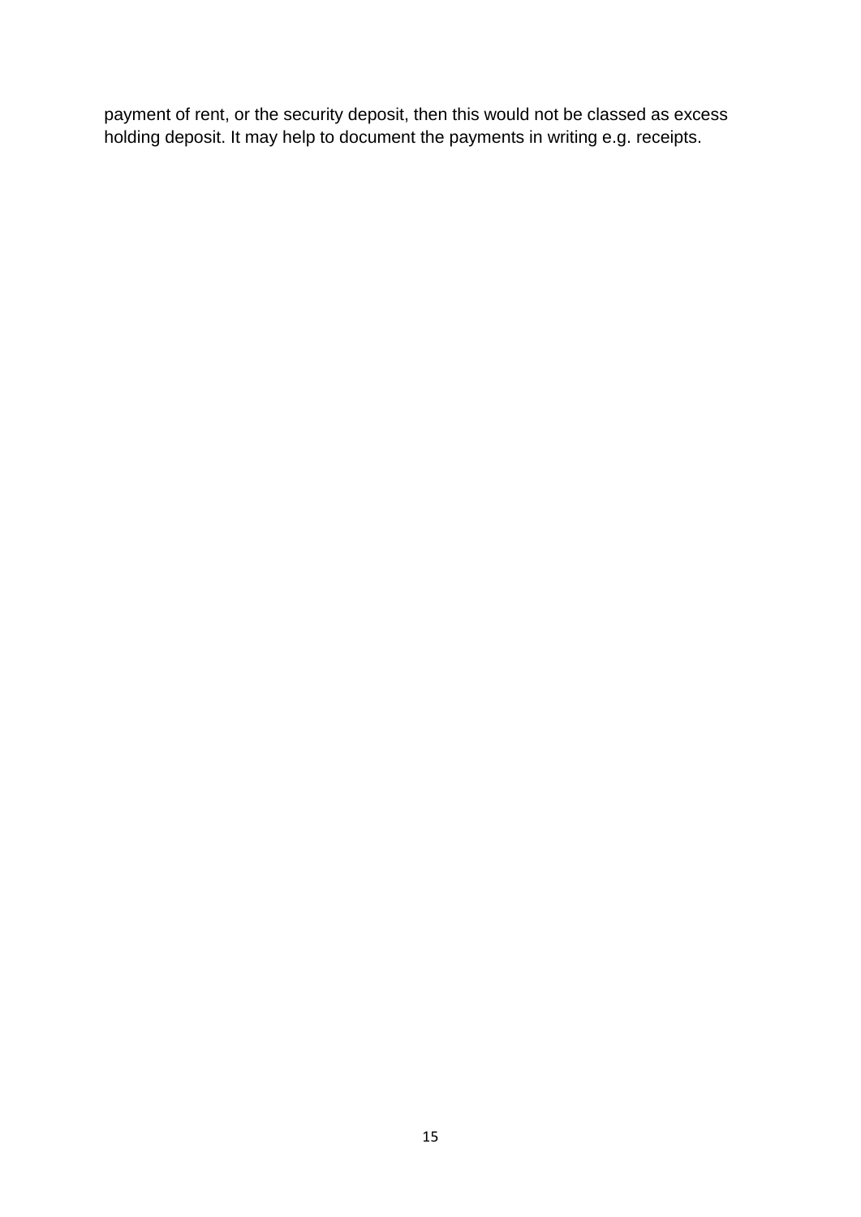payment of rent, or the security deposit, then this would not be classed as excess holding deposit. It may help to document the payments in writing e.g. receipts.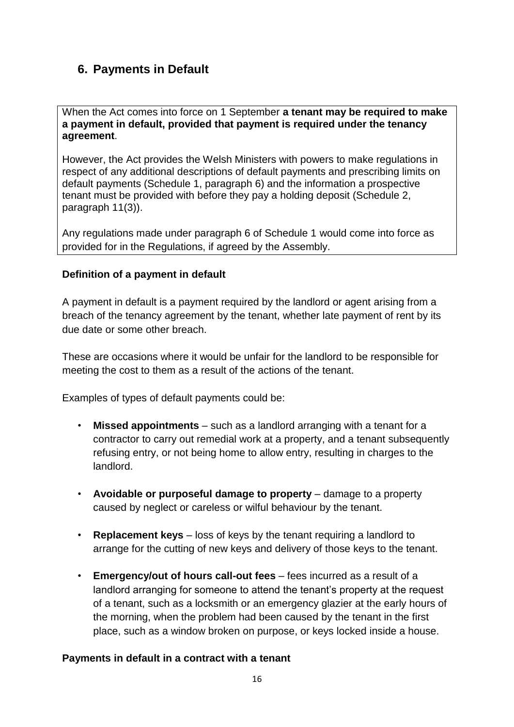## 6. Payments in Default

When the Act comes into force on 1 September **a tenant may be required to make a payment in default, provided that payment is required under the tenancy agreement**.

However, the Act provides the Welsh Ministers with powers to make regulations in respect of any additional descriptions of default payments and prescribing limits on default payments (Schedule 1, paragraph 6) and the information a prospective tenant must be provided with before they pay a holding deposit (Schedule 2, paragraph 11(3)).

Any regulations made under paragraph 6 of Schedule 1 would come into force as provided for in the Regulations, if agreed by the Assembly.

**Definition of a payment in default**

A payment in default is a payment required by the landlord or agent arising from a breach of the tenancy agreement by the tenant, whether late payment of rent by its due date or some other breach.

These are occasions where it would be unfair for the landlord to be responsible for meeting the cost to them as a result of the actions of the tenant.

Examples of types of default payments could be:

- **Missed appointments** – such as a landlord arranging with a tenant for a contractor to carry out remedial work at a property, and a tenant subsequently refusing entry, or not being home to allow entry, resulting in charges to the landlord.
- **Avoidable or purposeful damage to property** – damage to a property caused by neglect or careless or wilful behaviour by the tenant.
- **Replacement keys** – loss of keys by the tenant requiring a landlord to arrange for the cutting of new keys and delivery of those keys to the tenant.
- **Emergency/out of hours call-out fees** – fees incurred as a result of a landlord arranging for someone to attend the tenant's property at the request of a tenant, such as a locksmith or an emergency glazier at the early hours of the morning, when the problem had been caused by the tenant in the first place, such as a window broken on purpose, or keys locked inside a house.

**Payments in default in a contract with a tenant**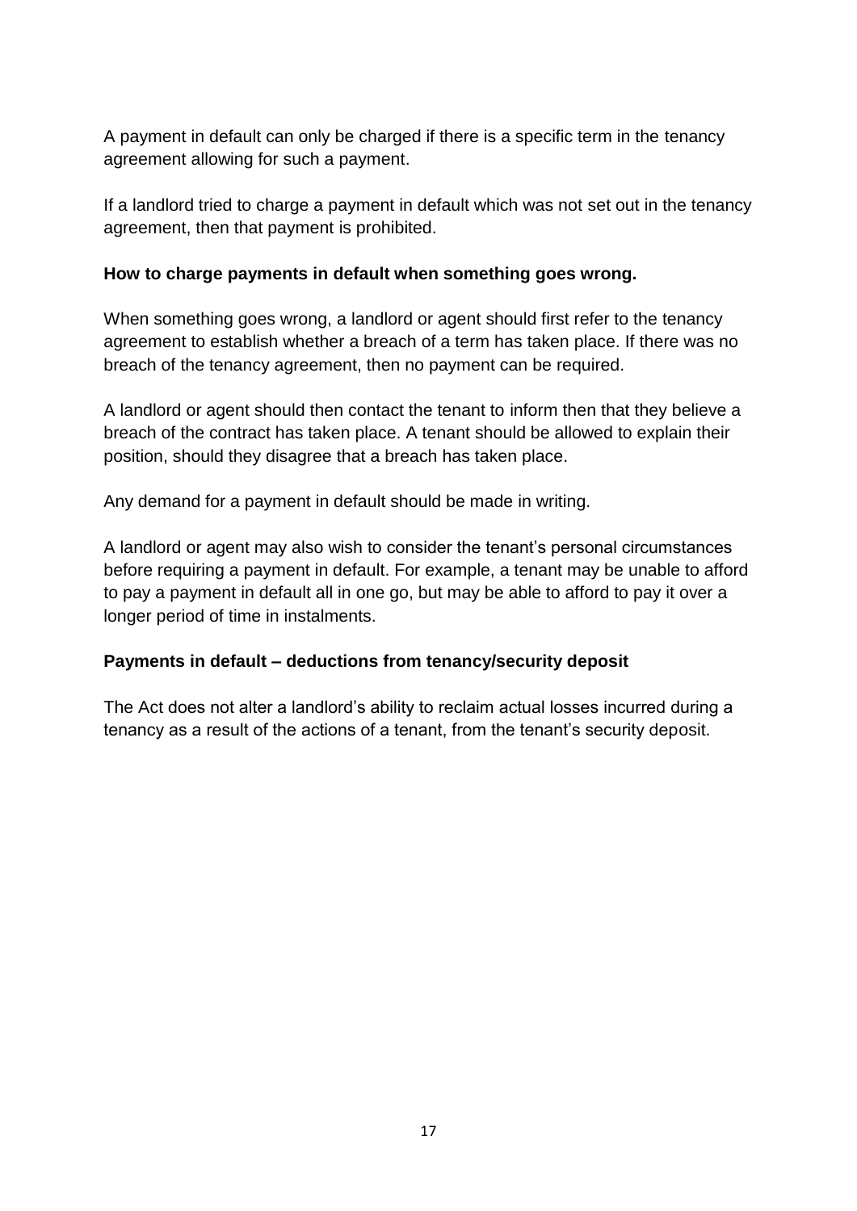A payment in default can only be charged if there is a specific term in the tenancy agreement allowing for such a payment.

If a landlord tried to charge a payment in default which was not set out in the tenancy agreement, then that payment is prohibited.

**How to charge payments in default when something goes wrong.**

When something goes wrong, a landlord or agent should first refer to the tenancy agreement to establish whether a breach of a term has taken place. If there was no breach of the tenancy agreement, then no payment can be required.

A landlord or agent should then contact the tenant to inform then that they believe a breach of the contract has taken place. A tenant should be allowed to explain their position, should they disagree that a breach has taken place.

Any demand for a payment in default should be made in writing.

A landlord or agent may also wish to consider the tenant's personal circumstances before requiring a payment in default. For example, a tenant may be unable to afford to pay a payment in default all in one go, but may be able to afford to pay it over a longer period of time in instalments.

**Payments in default – deductions from tenancy/security deposit**

The Act does not alter a landlord's ability to reclaim actual losses incurred during a tenancy as a result of the actions of a tenant, from the tenant's security deposit.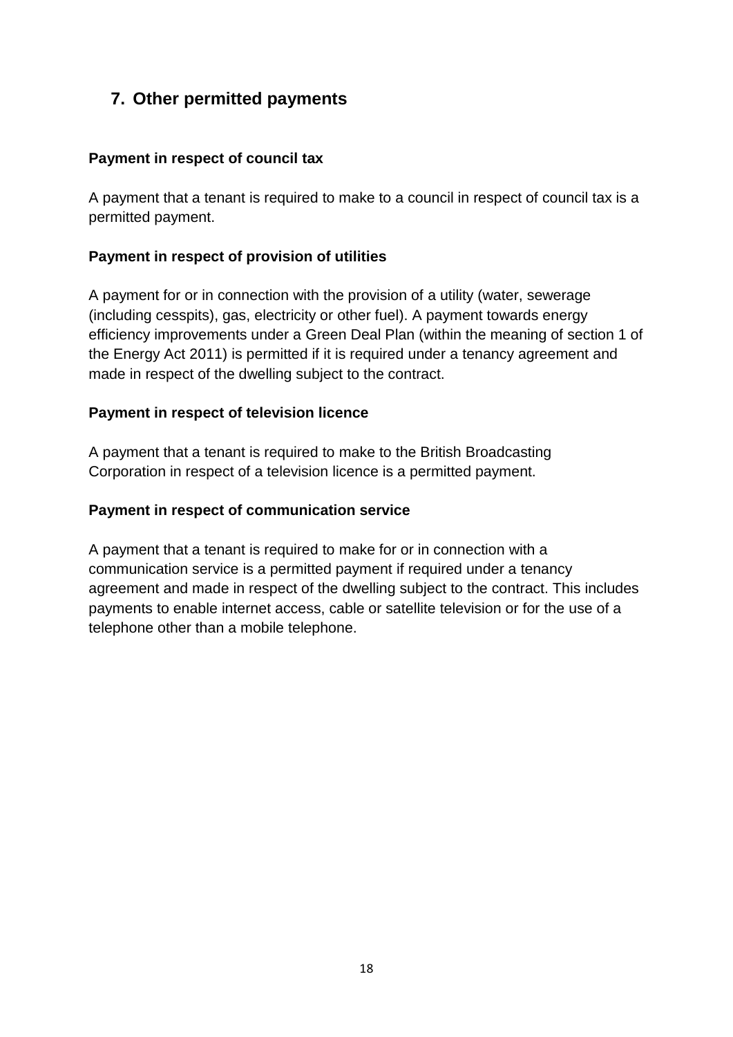## 7. Other permitted payments

**Payment in respect of council tax**

A payment that a tenant is required to make to a council in respect of council tax is a permitted payment.

**Payment in respect of provision of utilities**

A payment for or in connection with the provision of a utility (water, sewerage (including cesspits), gas, electricity or other fuel). A payment towards energy efficiency improvements under a Green Deal Plan (within the meaning of section 1 of the Energy Act 2011) is permitted if it is required under a tenancy agreement and made in respect of the dwelling subject to the contract.

**Payment in respect of television licence**

A payment that a tenant is required to make to the British Broadcasting Corporation in respect of a television licence is a permitted payment.

**Payment in respect of communication service**

A payment that a tenant is required to make for or in connection with a communication service is a permitted payment if required under a tenancy agreement and made in respect of the dwelling subject to the contract. This includes payments to enable internet access, cable or satellite television or for the use of a telephone other than a mobile telephone.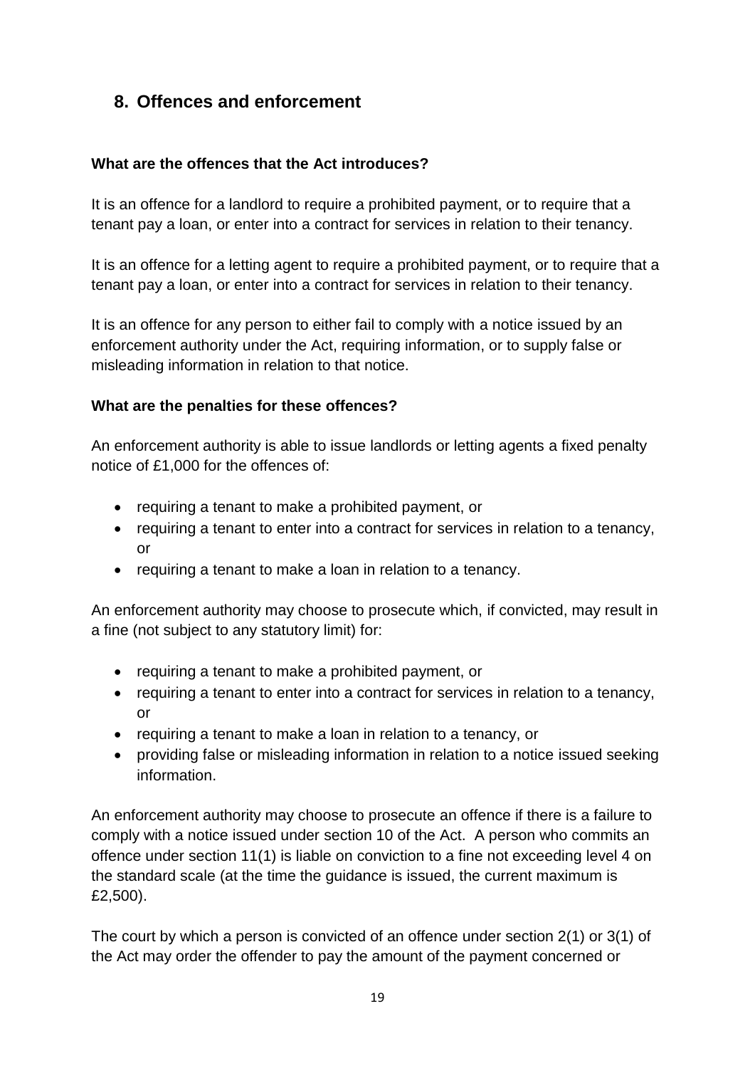## 8. Offences and enforcement

**What are the offences that the Act introduces?**

It is an offence for a landlord to require a prohibited payment, or to require that a tenant pay a loan, or enter into a contract for services in relation to their tenancy.

It is an offence for a letting agent to require a prohibited payment, or to require that a tenant pay a loan, or enter into a contract for services in relation to their tenancy.

It is an offence for any person to either fail to comply with a notice issued by an enforcement authority under the Act, requiring information, or to supply false or misleading information in relation to that notice.

**What are the penalties for these offences?**

An enforcement authority is able to issue landlords or letting agents a fixed penalty notice of £1,000 for the offences of:

- requiring a tenant to make a prohibited payment, or
- requiring a tenant to enter into a contract for services in relation to a tenancy, or
- requiring a tenant to make a loan in relation to a tenancy.

An enforcement authority may choose to prosecute which, if convicted, may result in a fine (not subject to any statutory limit) for:

- requiring a tenant to make a prohibited payment, or
- requiring a tenant to enter into a contract for services in relation to a tenancy, or
- requiring a tenant to make a loan in relation to a tenancy, or
- providing false or misleading information in relation to a notice issued seeking information.

An enforcement authority may choose to prosecute an offence if there is a failure to comply with a notice issued under section 10 of the Act. A person who commits an offence under section 11(1) is liable on conviction to a fine not exceeding level 4 on the standard scale (at the time the guidance is issued, the current maximum is £2,500).

The court by which a person is convicted of an offence under section 2(1) or 3(1) of the Act may order the offender to pay the amount of the payment concerned or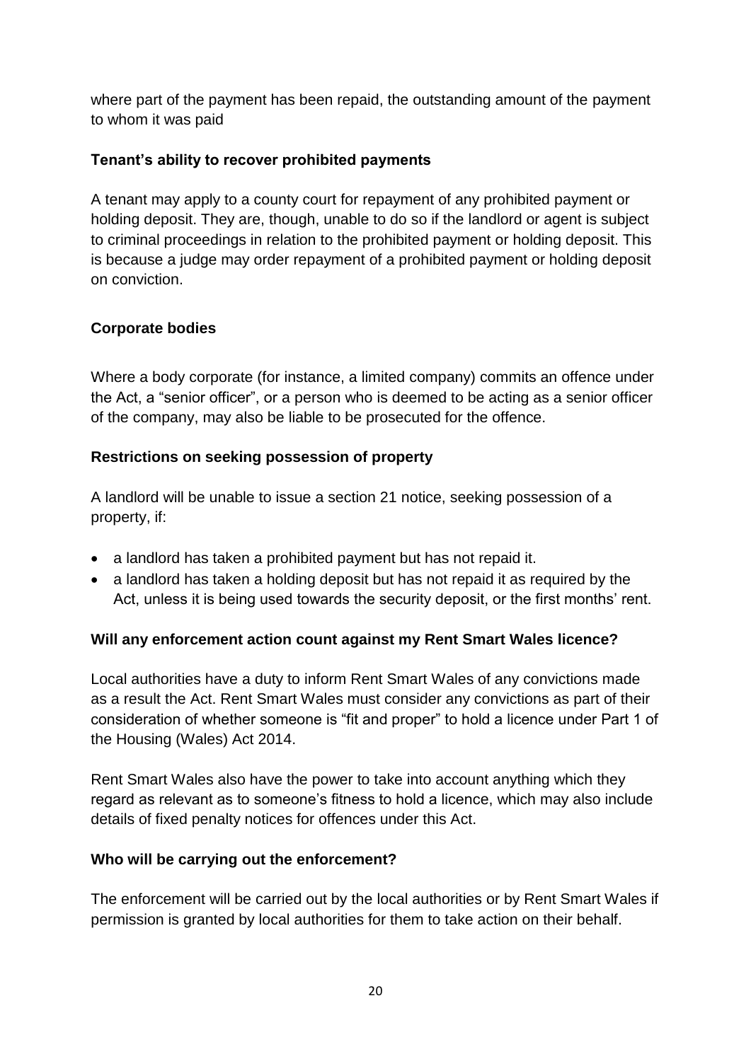where part of the payment has been repaid, the outstanding amount of the payment to whom it was paid

**Tenant's ability to recover prohibited payments**

A tenant may apply to a county court for repayment of any prohibited payment or holding deposit. They are, though, unable to do so if the landlord or agent is subject to criminal proceedings in relation to the prohibited payment or holding deposit. This is because a judge may order repayment of a prohibited payment or holding deposit on conviction.

**Corporate bodies**

Where a body corporate (for instance, a limited company) commits an offence under the Act, a "senior officer", or a person who is deemed to be acting as a senior officer of the company, may also be liable to be prosecuted for the offence.

**Restrictions on seeking possession of property**

A landlord will be unable to issue a section 21 notice, seeking possession of a property, if:

- a landlord has taken a prohibited payment but has not repaid it.
- a landlord has taken a holding deposit but has not repaid it as required by the Act, unless it is being used towards the security deposit, or the first months' rent.

**Will any enforcement action count against my Rent Smart Wales licence?**

Local authorities have a duty to inform Rent Smart Wales of any convictions made as a result the Act. Rent Smart Wales must consider any convictions as part of their consideration of whether someone is "fit and proper" to hold a licence under Part 1 of the Housing (Wales) Act 2014.

Rent Smart Wales also have the power to take into account anything which they regard as relevant as to someone's fitness to hold a licence, which may also include details of fixed penalty notices for offences under this Act.

**Who will be carrying out the enforcement?**

The enforcement will be carried out by the local authorities or by Rent Smart Wales if permission is granted by local authorities for them to take action on their behalf.